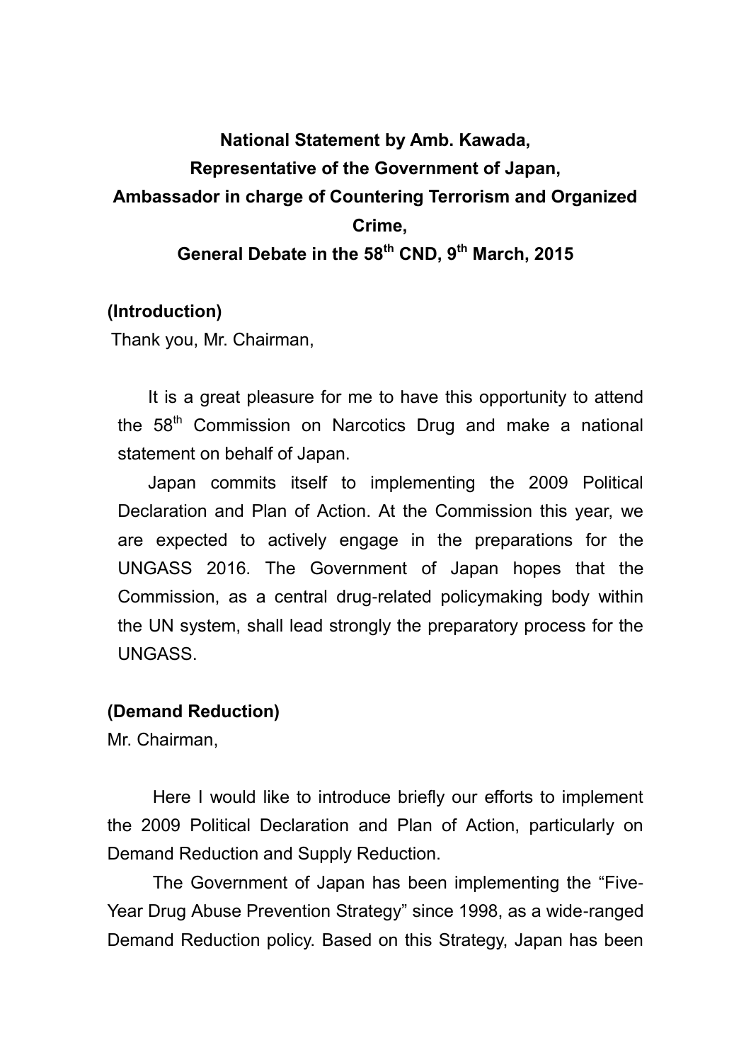# National Statement by Amb. Kawada,
# Representative of the Government of Japan,
# Ambassador in charge of Countering Terrorism and Organized Crime,
# General Debate in the 58th CND, 9th March, 2015

**(Introduction)**

Thank you, Mr. Chairman,

It is a great pleasure for me to have this opportunity to attend the 58th Commission on Narcotics Drug and make a national statement on behalf of Japan.

Japan commits itself to implementing the 2009 Political Declaration and Plan of Action. At the Commission this year, we are expected to actively engage in the preparations for the UNGASS 2016. The Government of Japan hopes that the Commission, as a central drug-related policymaking body within the UN system, shall lead strongly the preparatory process for the UNGASS.

**(Demand Reduction)**

Mr. Chairman,

Here I would like to introduce briefly our efforts to implement the 2009 Political Declaration and Plan of Action, particularly on Demand Reduction and Supply Reduction.

The Government of Japan has been implementing the "Five-Year Drug Abuse Prevention Strategy" since 1998, as a wide-ranged Demand Reduction policy. Based on this Strategy, Japan has been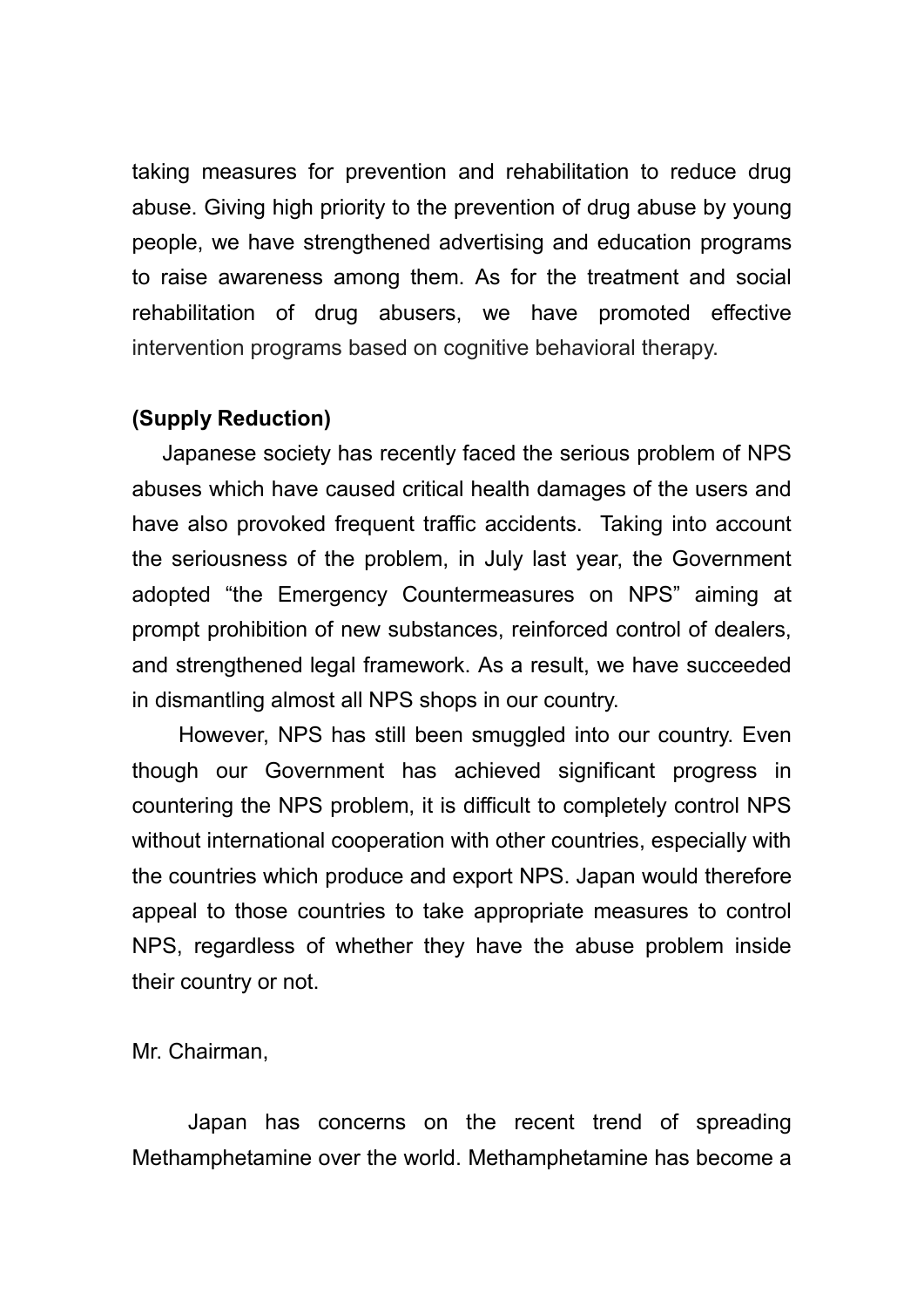taking measures for prevention and rehabilitation to reduce drug abuse. Giving high priority to the prevention of drug abuse by young people, we have strengthened advertising and education programs to raise awareness among them. As for the treatment and social rehabilitation of drug abusers, we have promoted effective intervention programs based on cognitive behavioral therapy.

**(Supply Reduction)**

Japanese society has recently faced the serious problem of NPS abuses which have caused critical health damages of the users and have also provoked frequent traffic accidents. Taking into account the seriousness of the problem, in July last year, the Government adopted "the Emergency Countermeasures on NPS" aiming at prompt prohibition of new substances, reinforced control of dealers, and strengthened legal framework. As a result, we have succeeded in dismantling almost all NPS shops in our country.

However, NPS has still been smuggled into our country. Even though our Government has achieved significant progress in countering the NPS problem, it is difficult to completely control NPS without international cooperation with other countries, especially with the countries which produce and export NPS. Japan would therefore appeal to those countries to take appropriate measures to control NPS, regardless of whether they have the abuse problem inside their country or not.

Mr. Chairman,

Japan has concerns on the recent trend of spreading Methamphetamine over the world. Methamphetamine has become a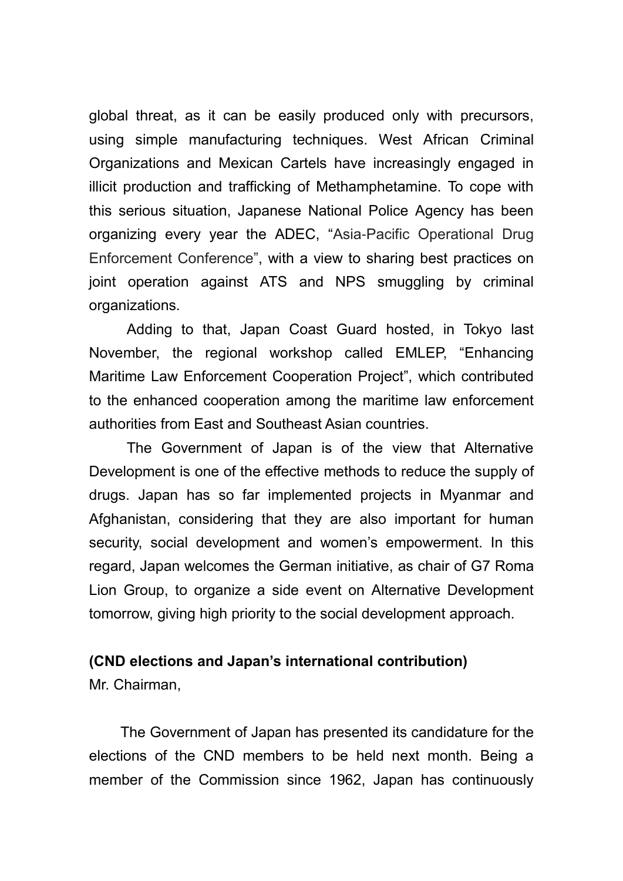global threat, as it can be easily produced only with precursors, using simple manufacturing techniques. West African Criminal Organizations and Mexican Cartels have increasingly engaged in illicit production and trafficking of Methamphetamine. To cope with this serious situation, Japanese National Police Agency has been organizing every year the ADEC, "Asia-Pacific Operational Drug Enforcement Conference", with a view to sharing best practices on joint operation against ATS and NPS smuggling by criminal organizations.

Adding to that, Japan Coast Guard hosted, in Tokyo last November, the regional workshop called EMLEP, "Enhancing Maritime Law Enforcement Cooperation Project", which contributed to the enhanced cooperation among the maritime law enforcement authorities from East and Southeast Asian countries.

The Government of Japan is of the view that Alternative Development is one of the effective methods to reduce the supply of drugs. Japan has so far implemented projects in Myanmar and Afghanistan, considering that they are also important for human security, social development and women's empowerment. In this regard, Japan welcomes the German initiative, as chair of G7 Roma Lion Group, to organize a side event on Alternative Development tomorrow, giving high priority to the social development approach.

**(CND elections and Japan's international contribution)**

Mr. Chairman,

The Government of Japan has presented its candidature for the elections of the CND members to be held next month. Being a member of the Commission since 1962, Japan has continuously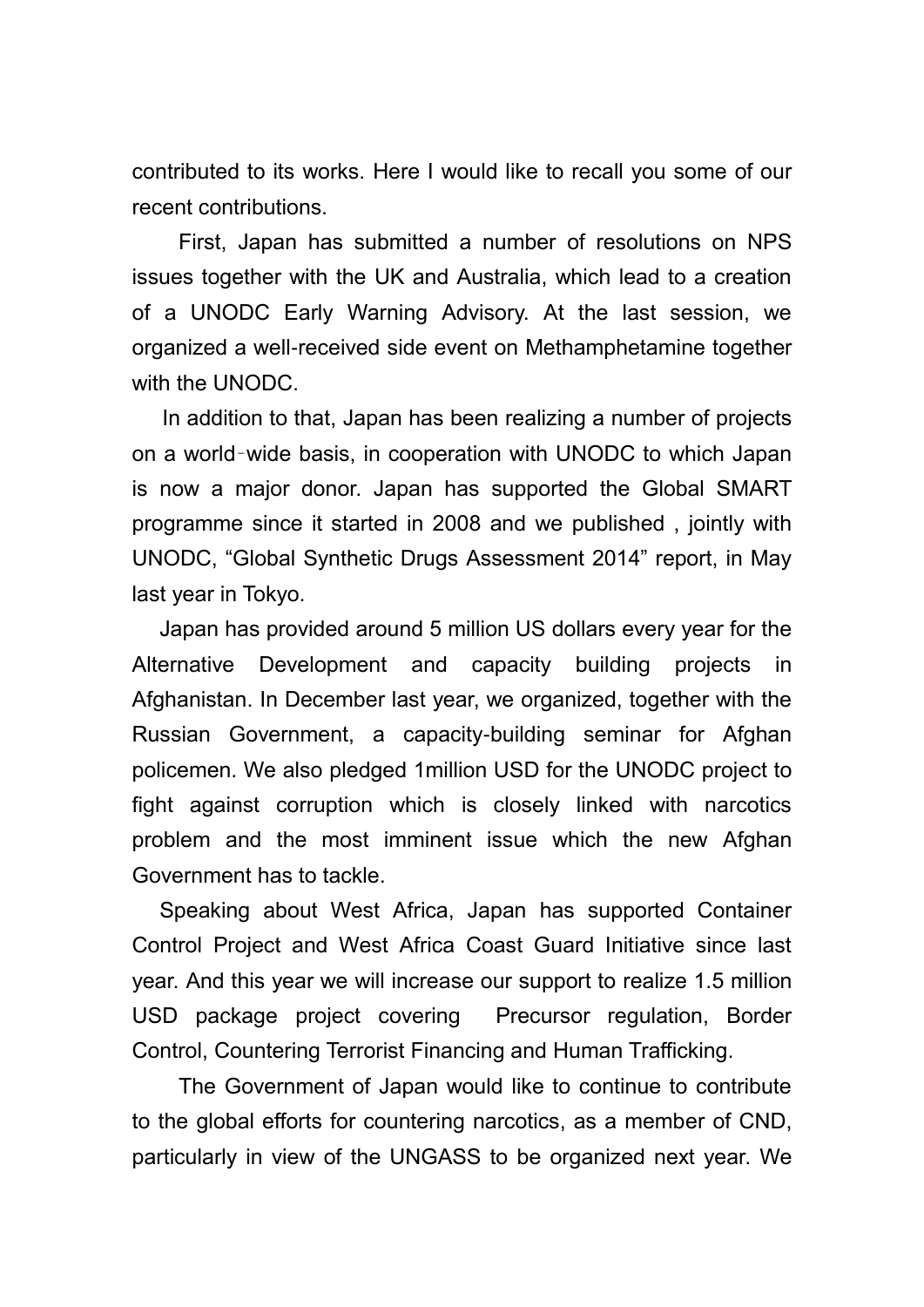contributed to its works. Here I would like to recall you some of our recent contributions.

First, Japan has submitted a number of resolutions on NPS issues together with the UK and Australia, which lead to a creation of a UNODC Early Warning Advisory. At the last session, we organized a well-received side event on Methamphetamine together with the UNODC.

In addition to that, Japan has been realizing a number of projects on a world‐wide basis, in cooperation with UNODC to which Japan is now a major donor. Japan has supported the Global SMART programme since it started in 2008 and we published , jointly with UNODC, "Global Synthetic Drugs Assessment 2014" report, in May last year in Tokyo.

Japan has provided around 5 million US dollars every year for the Alternative Development and capacity building projects in Afghanistan. In December last year, we organized, together with the Russian Government, a capacity-building seminar for Afghan policemen. We also pledged 1million USD for the UNODC project to fight against corruption which is closely linked with narcotics problem and the most imminent issue which the new Afghan Government has to tackle.

Speaking about West Africa, Japan has supported Container Control Project and West Africa Coast Guard Initiative since last year. And this year we will increase our support to realize 1.5 million USD package project covering Precursor regulation, Border Control, Countering Terrorist Financing and Human Trafficking.

The Government of Japan would like to continue to contribute to the global efforts for countering narcotics, as a member of CND, particularly in view of the UNGASS to be organized next year. We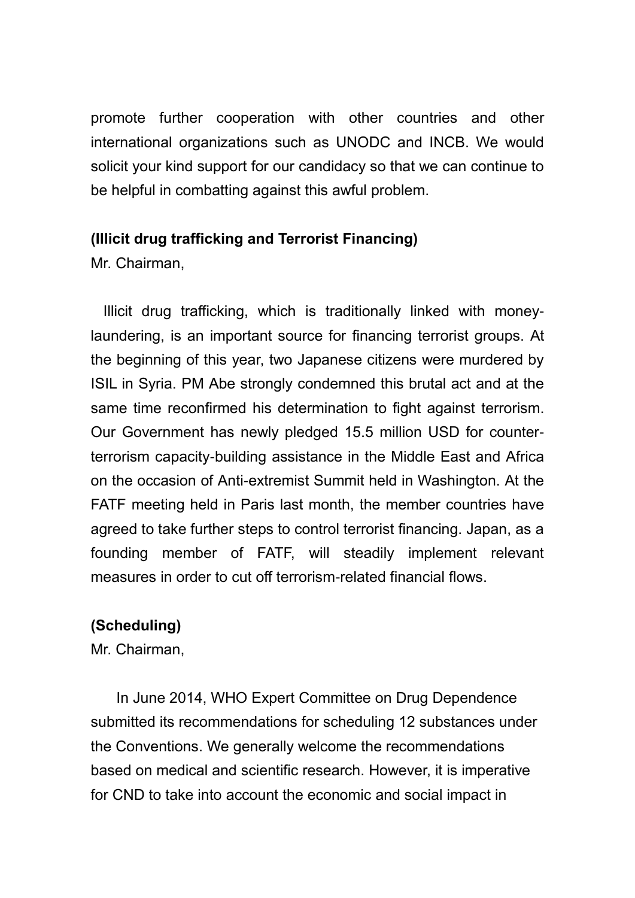promote further cooperation with other countries and other international organizations such as UNODC and INCB. We would solicit your kind support for our candidacy so that we can continue to be helpful in combatting against this awful problem.

**(Illicit drug trafficking and Terrorist Financing)**

Mr. Chairman,

Illicit drug trafficking, which is traditionally linked with money-laundering, is an important source for financing terrorist groups. At the beginning of this year, two Japanese citizens were murdered by ISIL in Syria. PM Abe strongly condemned this brutal act and at the same time reconfirmed his determination to fight against terrorism. Our Government has newly pledged 15.5 million USD for counter-terrorism capacity-building assistance in the Middle East and Africa on the occasion of Anti-extremist Summit held in Washington. At the FATF meeting held in Paris last month, the member countries have agreed to take further steps to control terrorist financing. Japan, as a founding member of FATF, will steadily implement relevant measures in order to cut off terrorism-related financial flows.

**(Scheduling)**

Mr. Chairman,

In June 2014, WHO Expert Committee on Drug Dependence submitted its recommendations for scheduling 12 substances under the Conventions. We generally welcome the recommendations based on medical and scientific research. However, it is imperative for CND to take into account the economic and social impact in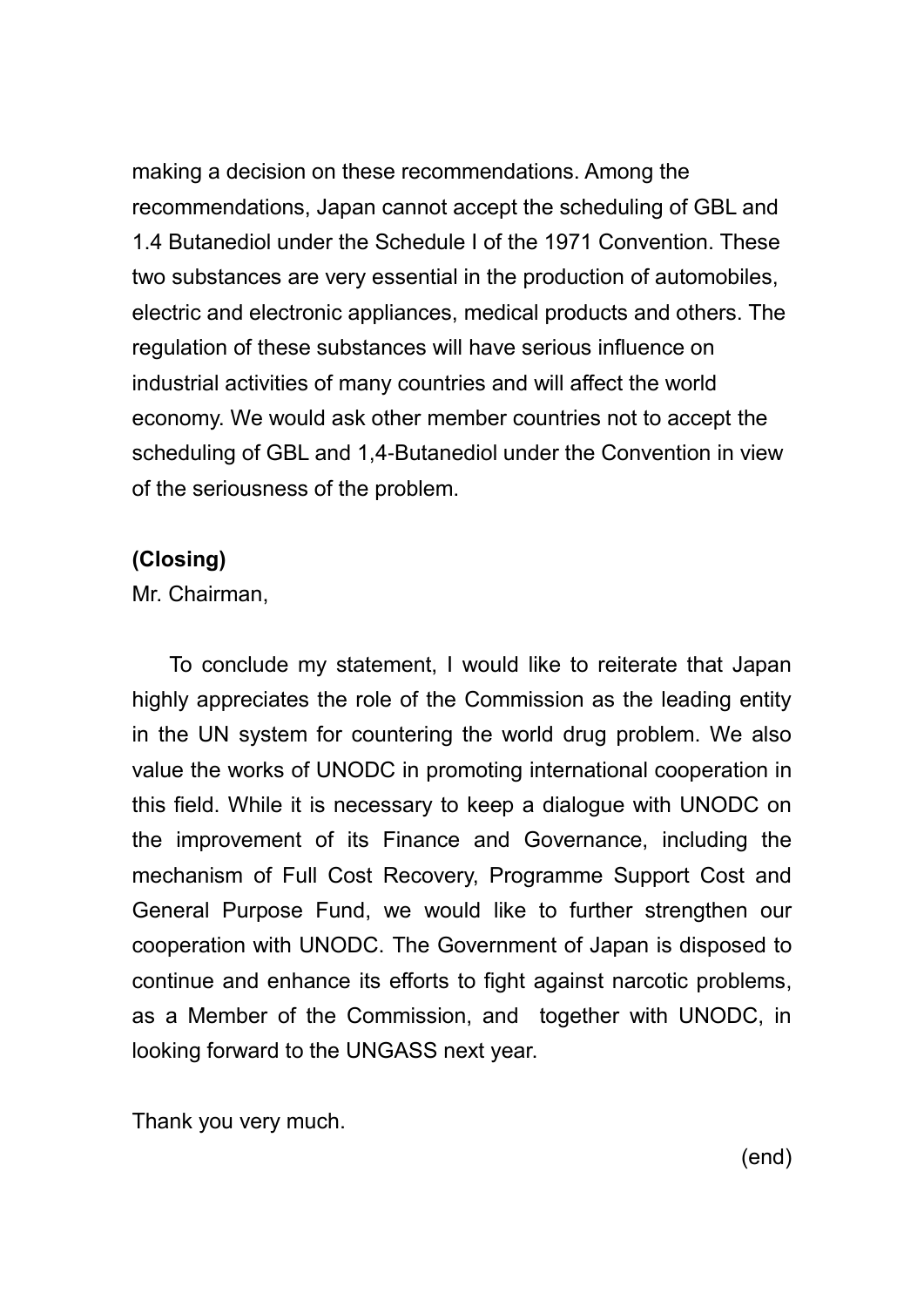making a decision on these recommendations. Among the recommendations, Japan cannot accept the scheduling of GBL and 1.4 Butanediol under the Schedule I of the 1971 Convention. These two substances are very essential in the production of automobiles, electric and electronic appliances, medical products and others. The regulation of these substances will have serious influence on industrial activities of many countries and will affect the world economy. We would ask other member countries not to accept the scheduling of GBL and 1,4-Butanediol under the Convention in view of the seriousness of the problem.

**(Closing)**

Mr. Chairman,

To conclude my statement, I would like to reiterate that Japan highly appreciates the role of the Commission as the leading entity in the UN system for countering the world drug problem. We also value the works of UNODC in promoting international cooperation in this field. While it is necessary to keep a dialogue with UNODC on the improvement of its Finance and Governance, including the mechanism of Full Cost Recovery, Programme Support Cost and General Purpose Fund, we would like to further strengthen our cooperation with UNODC. The Government of Japan is disposed to continue and enhance its efforts to fight against narcotic problems, as a Member of the Commission, and together with UNODC, in looking forward to the UNGASS next year.

Thank you very much.

(end)